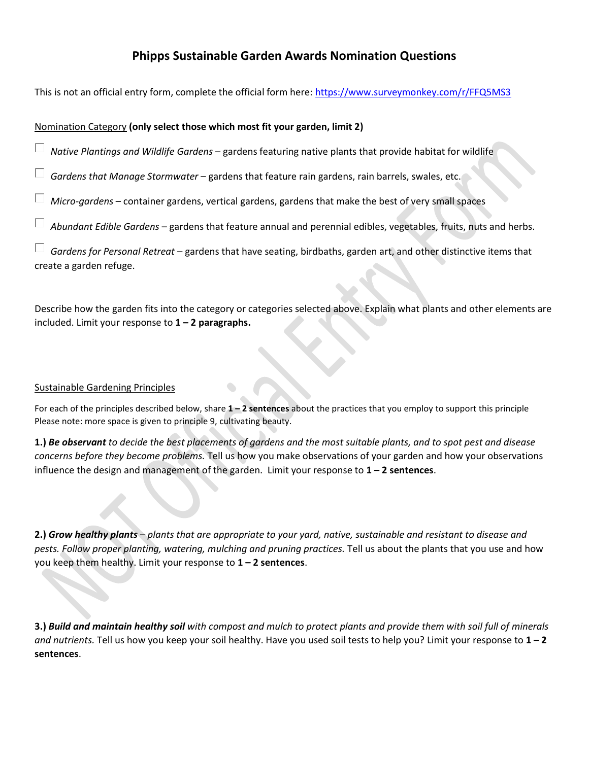# Phipps Sustainable Garden Awards Nomination Questions

This is not an official entry form, complete the official form here: [https://www.surveymonkey.com/r/FFQ5MS3](https://www.surveymonkey.com/r/FFQ5MS3)

Nomination Category **(only select those which most fit your garden, limit 2)**

- ☐ *Native Plantings and Wildlife Gardens* – gardens featuring native plants that provide habitat for wildlife
- ☐ *Gardens that Manage Stormwater* – gardens that feature rain gardens, rain barrels, swales, etc.
- ☐ *Micro-gardens* – container gardens, vertical gardens, gardens that make the best of very small spaces
- ☐ *Abundant Edible Gardens* – gardens that feature annual and perennial edibles, vegetables, fruits, nuts and herbs.
- ☐ *Gardens for Personal Retreat* – gardens that have seating, birdbaths, garden art, and other distinctive items that create a garden refuge.

Describe how the garden fits into the category or categories selected above. Explain what plants and other elements are included. Limit your response to **1 – 2 paragraphs.**

Sustainable Gardening Principles

For each of the principles described below, share **1 – 2 sentences** about the practices that you employ to support this principle Please note: more space is given to principle 9, cultivating beauty.

**1.)** ***Be observant*** *to decide the best placements of gardens and the most suitable plants, and to spot pest and disease concerns before they become problems.* Tell us how you make observations of your garden and how your observations influence the design and management of the garden. Limit your response to **1 – 2 sentences**.

**2.)** ***Grow healthy plants*** *– plants that are appropriate to your yard, native, sustainable and resistant to disease and pests. Follow proper planting, watering, mulching and pruning practices.* Tell us about the plants that you use and how you keep them healthy. Limit your response to **1 – 2 sentences**.

**3.)** ***Build and maintain healthy soil*** *with compost and mulch to protect plants and provide them with soil full of minerals and nutrients.* Tell us how you keep your soil healthy. Have you used soil tests to help you? Limit your response to **1 – 2 sentences**.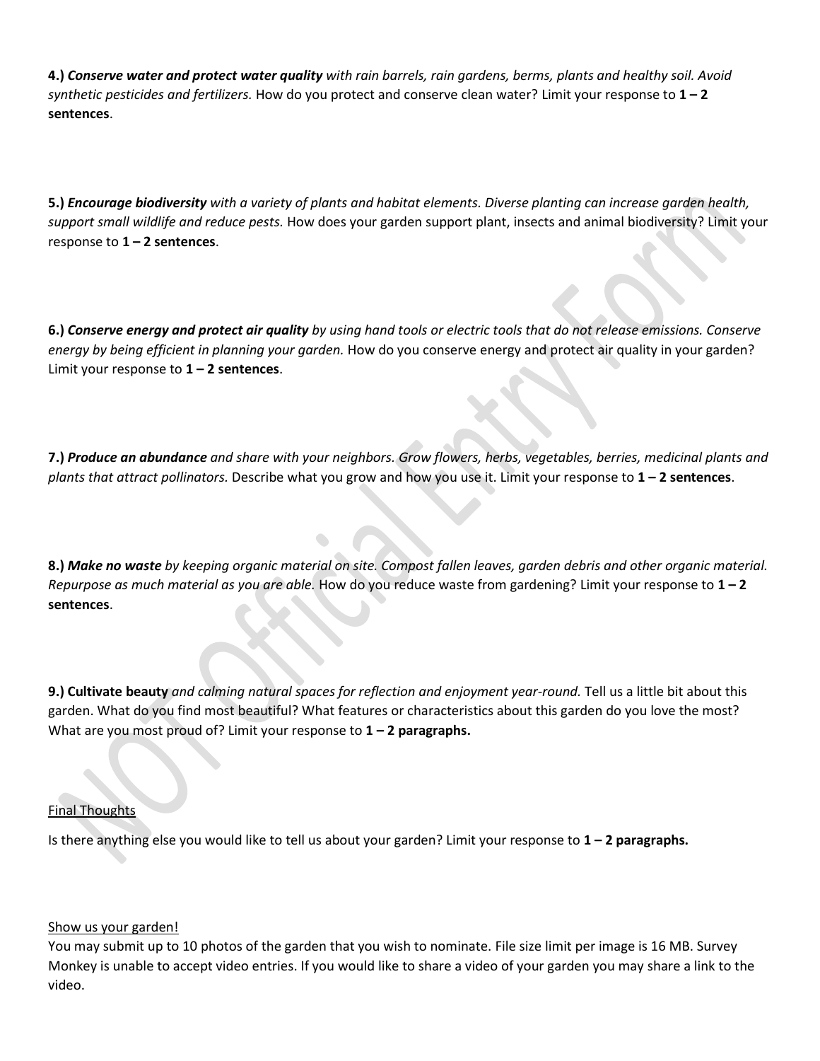**4.)** ***Conserve water and protect water quality*** *with rain barrels, rain gardens, berms, plants and healthy soil. Avoid synthetic pesticides and fertilizers.* How do you protect and conserve clean water? Limit your response to **1 – 2 sentences**.

**5.)** ***Encourage biodiversity*** *with a variety of plants and habitat elements. Diverse planting can increase garden health, support small wildlife and reduce pests.* How does your garden support plant, insects and animal biodiversity? Limit your response to **1 – 2 sentences**.

**6.)** ***Conserve energy and protect air quality*** *by using hand tools or electric tools that do not release emissions. Conserve energy by being efficient in planning your garden.* How do you conserve energy and protect air quality in your garden? Limit your response to **1 – 2 sentences**.

**7.)** ***Produce an abundance*** *and share with your neighbors. Grow flowers, herbs, vegetables, berries, medicinal plants and plants that attract pollinators.* Describe what you grow and how you use it. Limit your response to **1 – 2 sentences**.

**8.)** ***Make no waste*** *by keeping organic material on site. Compost fallen leaves, garden debris and other organic material. Repurpose as much material as you are able.* How do you reduce waste from gardening? Limit your response to **1 – 2 sentences**.

**9.) Cultivate beauty** *and calming natural spaces for reflection and enjoyment year-round.* Tell us a little bit about this garden. What do you find most beautiful? What features or characteristics about this garden do you love the most? What are you most proud of? Limit your response to **1 – 2 paragraphs.**

<u>Final Thoughts</u>

Is there anything else you would like to tell us about your garden? Limit your response to **1 – 2 paragraphs.**

<u>Show us your garden!</u>

You may submit up to 10 photos of the garden that you wish to nominate. File size limit per image is 16 MB. Survey Monkey is unable to accept video entries. If you would like to share a video of your garden you may share a link to the video.